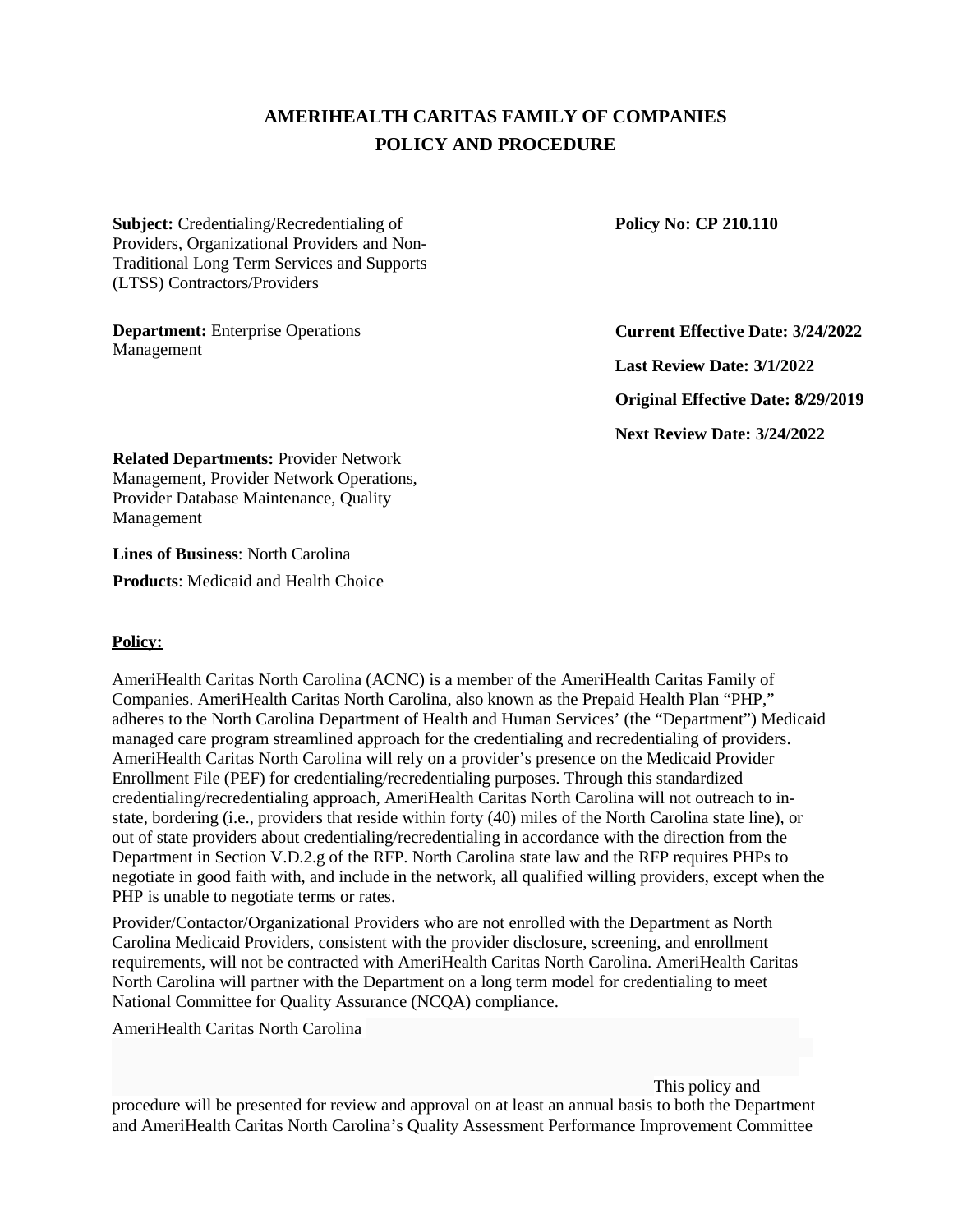# AMERIHEALTH CARITAS FAMILY OF COMPANIES
## POLICY AND PROCEDURE

**Subject:** Credentialing/Recredentialing of Providers, Organizational Providers and Non-Traditional Long Term Services and Supports (LTSS) Contractors/Providers

**Policy No: CP 210.110**

**Department:** Enterprise Operations Management

**Current Effective Date: 3/24/2022**

**Last Review Date: 3/1/2022**

**Original Effective Date: 8/29/2019**

**Next Review Date: 3/24/2022**

**Related Departments:** Provider Network Management, Provider Network Operations, Provider Database Maintenance, Quality Management

**Lines of Business**: North Carolina

**Products**: Medicaid and Health Choice

**Policy:**

AmeriHealth Caritas North Carolina (ACNC) is a member of the AmeriHealth Caritas Family of Companies. AmeriHealth Caritas North Carolina, also known as the Prepaid Health Plan "PHP," adheres to the North Carolina Department of Health and Human Services' (the "Department") Medicaid managed care program streamlined approach for the credentialing and recredentialing of providers. AmeriHealth Caritas North Carolina will rely on a provider's presence on the Medicaid Provider Enrollment File (PEF) for credentialing/recredentialing purposes. Through this standardized credentialing/recredentialing approach, AmeriHealth Caritas North Carolina will not outreach to in-state, bordering (i.e., providers that reside within forty (40) miles of the North Carolina state line), or out of state providers about credentialing/recredentialing in accordance with the direction from the Department in Section V.D.2.g of the RFP. North Carolina state law and the RFP requires PHPs to negotiate in good faith with, and include in the network, all qualified willing providers, except when the PHP is unable to negotiate terms or rates.

Provider/Contactor/Organizational Providers who are not enrolled with the Department as North Carolina Medicaid Providers, consistent with the provider disclosure, screening, and enrollment requirements, will not be contracted with AmeriHealth Caritas North Carolina. AmeriHealth Caritas North Carolina will partner with the Department on a long term model for credentialing to meet National Committee for Quality Assurance (NCQA) compliance.

AmeriHealth Caritas North Carolina

This policy and procedure will be presented for review and approval on at least an annual basis to both the Department and AmeriHealth Caritas North Carolina's Quality Assessment Performance Improvement Committee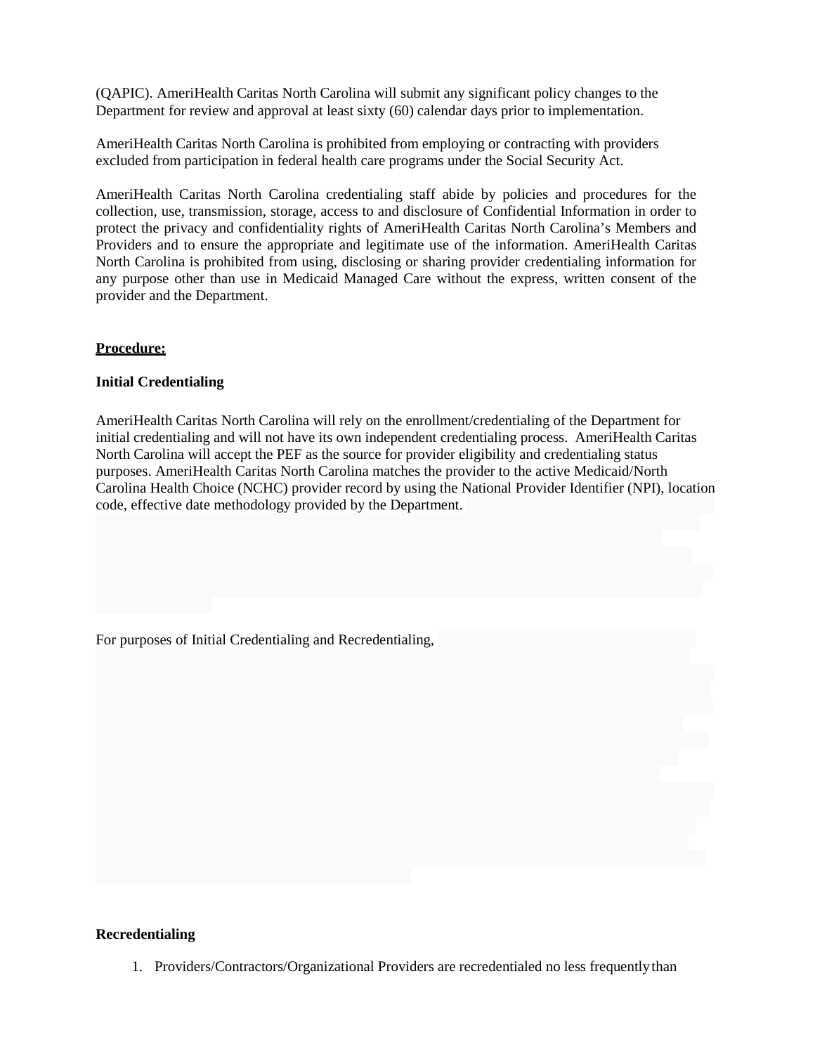(QAPIC). AmeriHealth Caritas North Carolina will submit any significant policy changes to the Department for review and approval at least sixty (60) calendar days prior to implementation.

AmeriHealth Caritas North Carolina is prohibited from employing or contracting with providers excluded from participation in federal health care programs under the Social Security Act.

AmeriHealth Caritas North Carolina credentialing staff abide by policies and procedures for the collection, use, transmission, storage, access to and disclosure of Confidential Information in order to protect the privacy and confidentiality rights of AmeriHealth Caritas North Carolina's Members and Providers and to ensure the appropriate and legitimate use of the information. AmeriHealth Caritas North Carolina is prohibited from using, disclosing or sharing provider credentialing information for any purpose other than use in Medicaid Managed Care without the express, written consent of the provider and the Department.

**<u>Procedure:</u>**

**Initial Credentialing**

AmeriHealth Caritas North Carolina will rely on the enrollment/credentialing of the Department for initial credentialing and will not have its own independent credentialing process. AmeriHealth Caritas North Carolina will accept the PEF as the source for provider eligibility and credentialing status purposes. AmeriHealth Caritas North Carolina matches the provider to the active Medicaid/North Carolina Health Choice (NCHC) provider record by using the National Provider Identifier (NPI), location code, effective date methodology provided by the Department.

For purposes of Initial Credentialing and Recredentialing,

**Recredentialing**

1. Providers/Contractors/Organizational Providers are recredentialed no less frequently than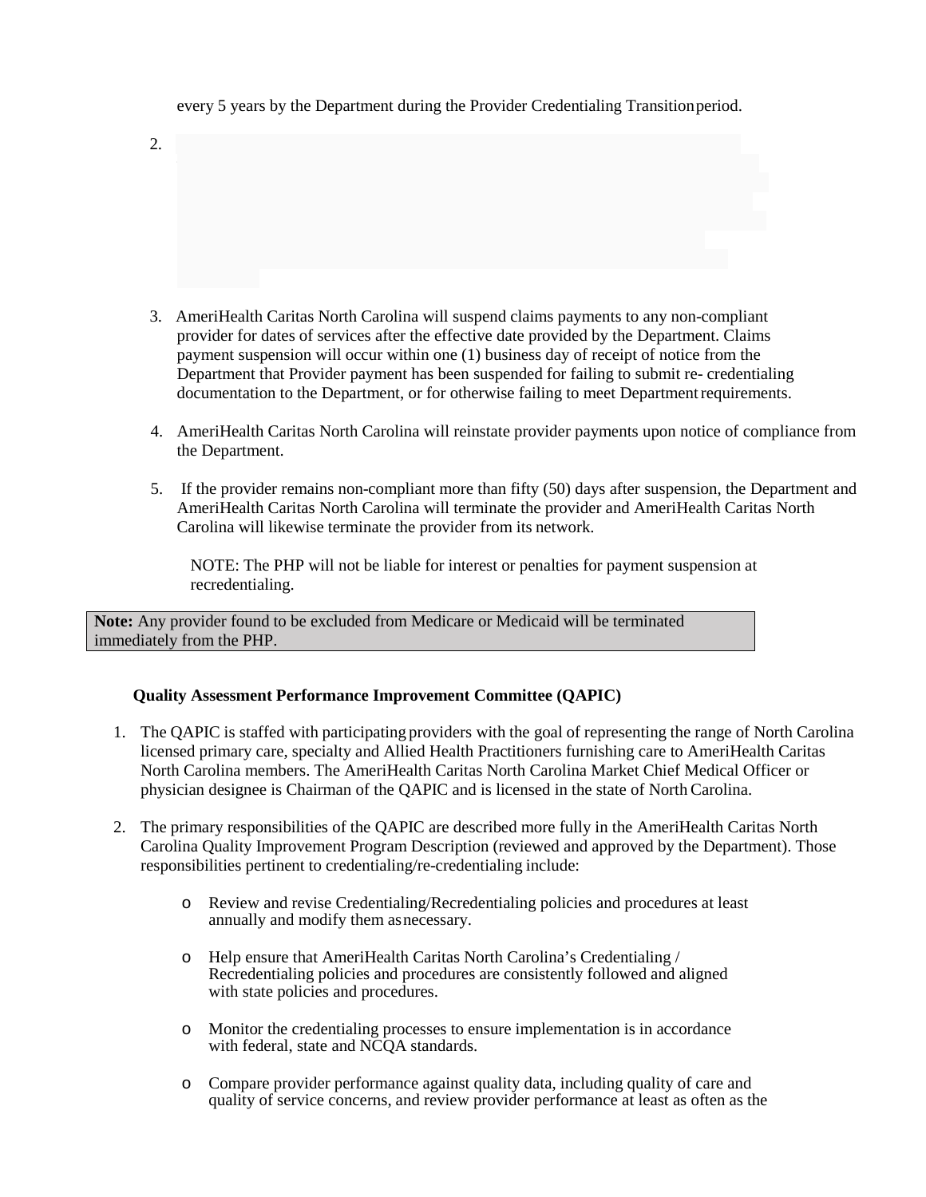every 5 years by the Department during the Provider Credentialing Transition period.

2.

3. AmeriHealth Caritas North Carolina will suspend claims payments to any non-compliant provider for dates of services after the effective date provided by the Department. Claims payment suspension will occur within one (1) business day of receipt of notice from the Department that Provider payment has been suspended for failing to submit re- credentialing documentation to the Department, or for otherwise failing to meet Department requirements.

4. AmeriHealth Caritas North Carolina will reinstate provider payments upon notice of compliance from the Department.

5. If the provider remains non-compliant more than fifty (50) days after suspension, the Department and AmeriHealth Caritas North Carolina will terminate the provider and AmeriHealth Caritas North Carolina will likewise terminate the provider from its network.

   NOTE: The PHP will not be liable for interest or penalties for payment suspension at recredentialing.

**Note:** Any provider found to be excluded from Medicare or Medicaid will be terminated immediately from the PHP.

**Quality Assessment Performance Improvement Committee (QAPIC)**

1. The QAPIC is staffed with participating providers with the goal of representing the range of North Carolina licensed primary care, specialty and Allied Health Practitioners furnishing care to AmeriHealth Caritas North Carolina members. The AmeriHealth Caritas North Carolina Market Chief Medical Officer or physician designee is Chairman of the QAPIC and is licensed in the state of North Carolina.

2. The primary responsibilities of the QAPIC are described more fully in the AmeriHealth Caritas North Carolina Quality Improvement Program Description (reviewed and approved by the Department). Those responsibilities pertinent to credentialing/re-credentialing include:

   - Review and revise Credentialing/Recredentialing policies and procedures at least annually and modify them as necessary.
   - Help ensure that AmeriHealth Caritas North Carolina's Credentialing / Recredentialing policies and procedures are consistently followed and aligned with state policies and procedures.
   - Monitor the credentialing processes to ensure implementation is in accordance with federal, state and NCQA standards.
   - Compare provider performance against quality data, including quality of care and quality of service concerns, and review provider performance at least as often as the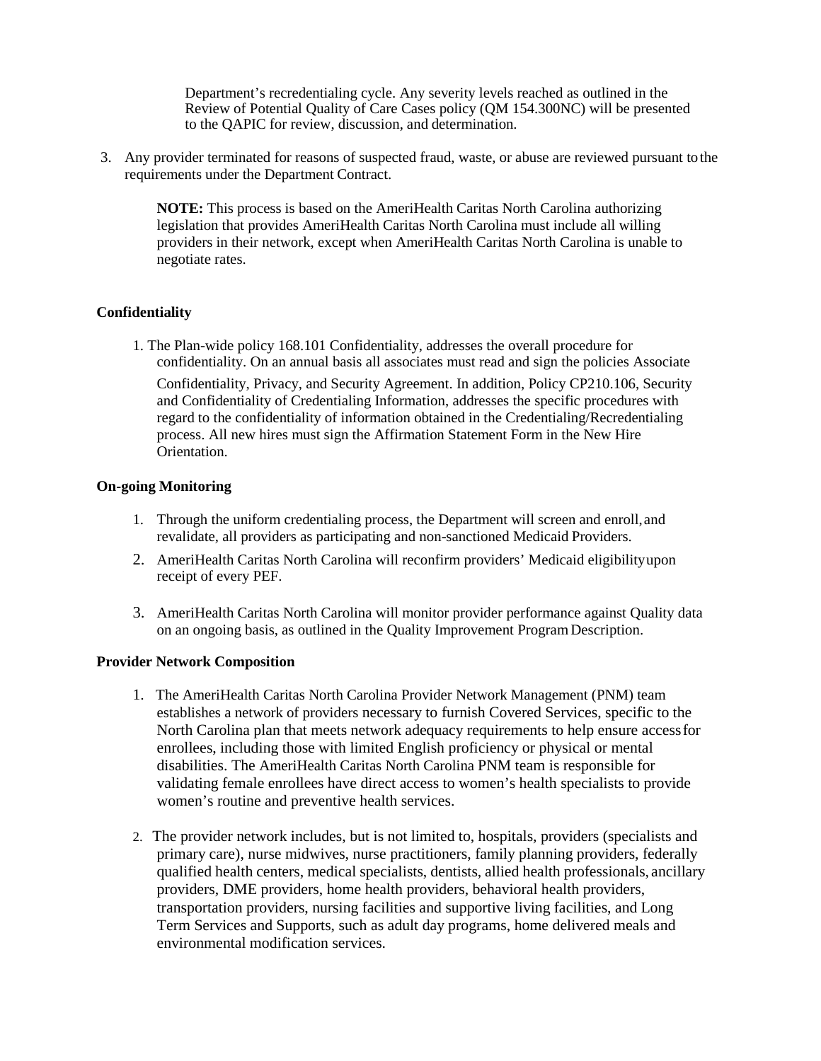Department's recredentialing cycle. Any severity levels reached as outlined in the Review of Potential Quality of Care Cases policy (QM 154.300NC) will be presented to the QAPIC for review, discussion, and determination.

3. Any provider terminated for reasons of suspected fraud, waste, or abuse are reviewed pursuant to the requirements under the Department Contract.

   **NOTE:** This process is based on the AmeriHealth Caritas North Carolina authorizing legislation that provides AmeriHealth Caritas North Carolina must include all willing providers in their network, except when AmeriHealth Caritas North Carolina is unable to negotiate rates.

**Confidentiality**

1. The Plan-wide policy 168.101 Confidentiality, addresses the overall procedure for confidentiality. On an annual basis all associates must read and sign the policies Associate Confidentiality, Privacy, and Security Agreement. In addition, Policy CP210.106, Security and Confidentiality of Credentialing Information, addresses the specific procedures with regard to the confidentiality of information obtained in the Credentialing/Recredentialing process. All new hires must sign the Affirmation Statement Form in the New Hire Orientation.

**On-going Monitoring**

1. Through the uniform credentialing process, the Department will screen and enroll, and revalidate, all providers as participating and non-sanctioned Medicaid Providers.
2. AmeriHealth Caritas North Carolina will reconfirm providers' Medicaid eligibility upon receipt of every PEF.
3. AmeriHealth Caritas North Carolina will monitor provider performance against Quality data on an ongoing basis, as outlined in the Quality Improvement Program Description.

**Provider Network Composition**

1. The AmeriHealth Caritas North Carolina Provider Network Management (PNM) team establishes a network of providers necessary to furnish Covered Services, specific to the North Carolina plan that meets network adequacy requirements to help ensure access for enrollees, including those with limited English proficiency or physical or mental disabilities. The AmeriHealth Caritas North Carolina PNM team is responsible for validating female enrollees have direct access to women's health specialists to provide women's routine and preventive health services.

2. The provider network includes, but is not limited to, hospitals, providers (specialists and primary care), nurse midwives, nurse practitioners, family planning providers, federally qualified health centers, medical specialists, dentists, allied health professionals, ancillary providers, DME providers, home health providers, behavioral health providers, transportation providers, nursing facilities and supportive living facilities, and Long Term Services and Supports, such as adult day programs, home delivered meals and environmental modification services.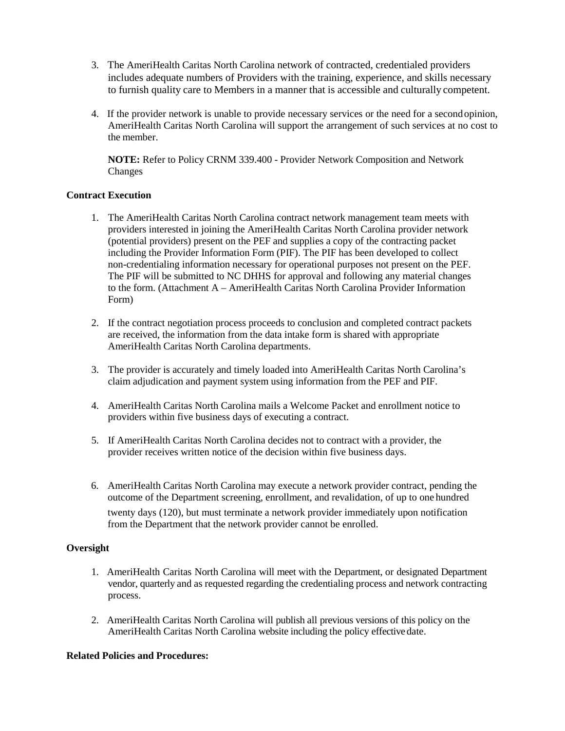3. The AmeriHealth Caritas North Carolina network of contracted, credentialed providers includes adequate numbers of Providers with the training, experience, and skills necessary to furnish quality care to Members in a manner that is accessible and culturally competent.

4. If the provider network is unable to provide necessary services or the need for a second opinion, AmeriHealth Caritas North Carolina will support the arrangement of such services at no cost to the member.

   **NOTE:** Refer to Policy CRNM 339.400 - Provider Network Composition and Network Changes

**Contract Execution**

1. The AmeriHealth Caritas North Carolina contract network management team meets with providers interested in joining the AmeriHealth Caritas North Carolina provider network (potential providers) present on the PEF and supplies a copy of the contracting packet including the Provider Information Form (PIF). The PIF has been developed to collect non-credentialing information necessary for operational purposes not present on the PEF. The PIF will be submitted to NC DHHS for approval and following any material changes to the form. (Attachment A – AmeriHealth Caritas North Carolina Provider Information Form)

2. If the contract negotiation process proceeds to conclusion and completed contract packets are received, the information from the data intake form is shared with appropriate AmeriHealth Caritas North Carolina departments.

3. The provider is accurately and timely loaded into AmeriHealth Caritas North Carolina's claim adjudication and payment system using information from the PEF and PIF.

4. AmeriHealth Caritas North Carolina mails a Welcome Packet and enrollment notice to providers within five business days of executing a contract.

5. If AmeriHealth Caritas North Carolina decides not to contract with a provider, the provider receives written notice of the decision within five business days.

6. AmeriHealth Caritas North Carolina may execute a network provider contract, pending the outcome of the Department screening, enrollment, and revalidation, of up to one hundred twenty days (120), but must terminate a network provider immediately upon notification from the Department that the network provider cannot be enrolled.

**Oversight**

1. AmeriHealth Caritas North Carolina will meet with the Department, or designated Department vendor, quarterly and as requested regarding the credentialing process and network contracting process.

2. AmeriHealth Caritas North Carolina will publish all previous versions of this policy on the AmeriHealth Caritas North Carolina website including the policy effective date.

**Related Policies and Procedures:**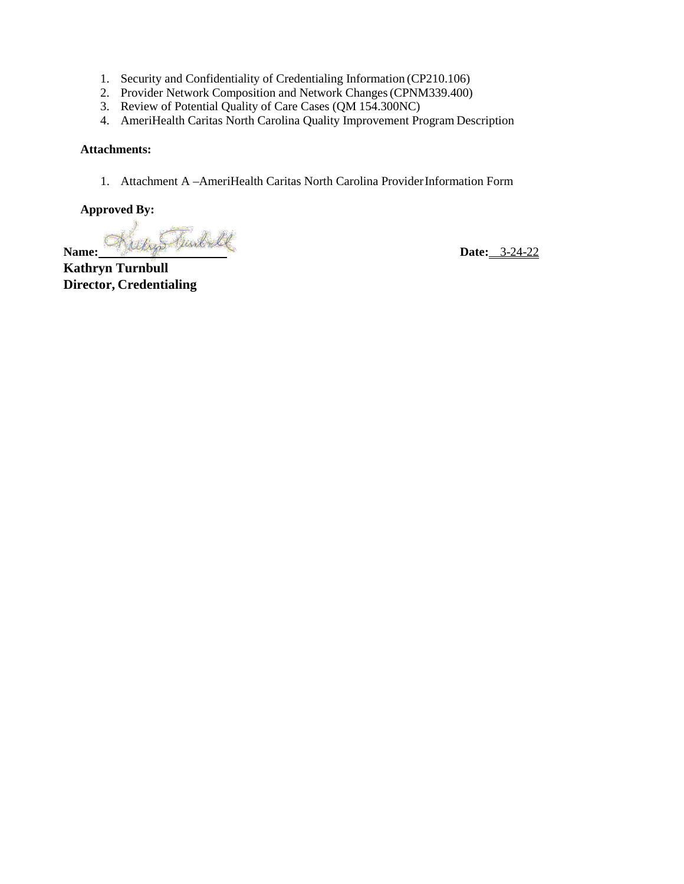1. Security and Confidentiality of Credentialing Information (CP210.106)
2. Provider Network Composition and Network Changes (CPNM339.400)
3. Review of Potential Quality of Care Cases (QM 154.300NC)
4. AmeriHealth Caritas North Carolina Quality Improvement Program Description

**Attachments:**

1. Attachment A –AmeriHealth Caritas North Carolina Provider Information Form

**Approved By:**

**Name:** ____________________ **Date:** 3-24-22

**Kathryn Turnbull**
**Director, Credentialing**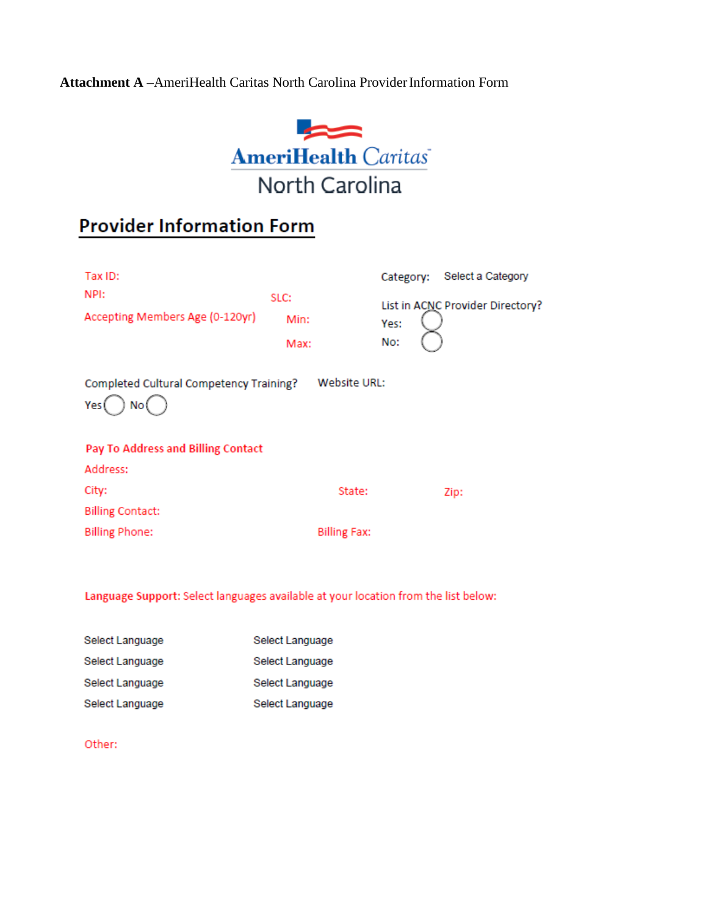**Attachment A** –AmeriHealth Caritas North Carolina Provider Information Form

AmeriHealth Caritas
North Carolina

# Provider Information Form

Tax ID:

NPI:

SLC:

Accepting Members Age (0-120yr)

Min:

Max:

Category: Select a Category

List in ACNC Provider Directory?

Yes:

No:

Completed Cultural Competency Training?

Yes No

Website URL:

**Pay To Address and Billing Contact**

Address:

City: State: Zip:

Billing Contact:

Billing Phone: Billing Fax:

**Language Support:** Select languages available at your location from the list below:

| | |
|---|---|
| Select Language | Select Language |
| Select Language | Select Language |
| Select Language | Select Language |
| Select Language | Select Language |

Other: